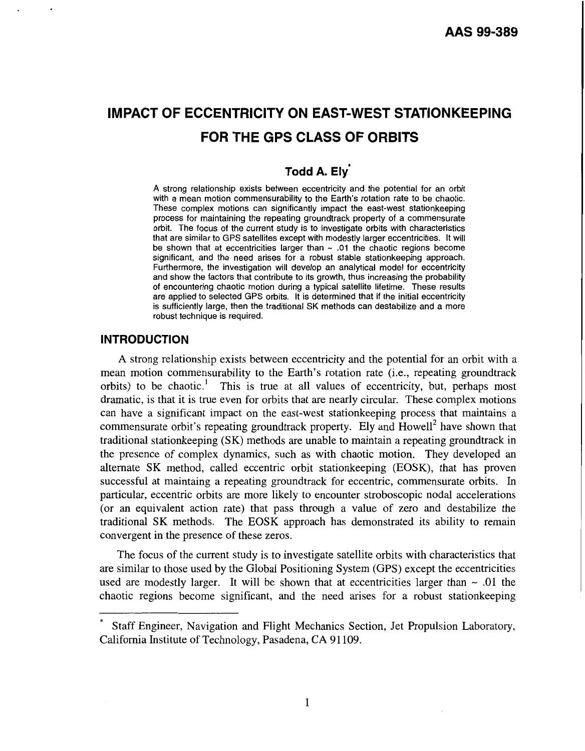AAS 99-389

# IMPACT OF ECCENTRICITY ON EAST-WEST STATIONKEEPING FOR THE GPS CLASS OF ORBITS

### Todd A. Ely*

A strong relationship exists between eccentricity and the potential for an orbit with a mean motion commensurability to the Earth's rotation rate to be chaotic. These complex motions can significantly impact the east-west stationkeeping process for maintaining the repeating groundtrack property of a commensurate orbit. The focus of the current study is to investigate orbits with characteristics that are similar to GPS satellites except with modestly larger eccentricities. It will be shown that at eccentricities larger than ~ .01 the chaotic regions become significant, and the need arises for a robust stable stationkeeping approach. Furthermore, the investigation will develop an analytical model for eccentricity and show the factors that contribute to its growth, thus increasing the probability of encountering chaotic motion during a typical satellite lifetime. These results are applied to selected GPS orbits. It is determined that if the initial eccentricity is sufficiently large, then the traditional SK methods can destabilize and a more robust technique is required.

## INTRODUCTION

A strong relationship exists between eccentricity and the potential for an orbit with a mean motion commensurability to the Earth's rotation rate (i.e., repeating groundtrack orbits) to be chaotic.[1] This is true at all values of eccentricity, but, perhaps most dramatic, is that it is true even for orbits that are nearly circular. These complex motions can have a significant impact on the east-west stationkeeping process that maintains a commensurate orbit's repeating groundtrack property. Ely and Howell[2] have shown that traditional stationkeeping (SK) methods are unable to maintain a repeating groundtrack in the presence of complex dynamics, such as with chaotic motion. They developed an alternate SK method, called eccentric orbit stationkeeping (EOSK), that has proven successful at maintaining a repeating groundtrack for eccentric, commensurate orbits. In particular, eccentric orbits are more likely to encounter stroboscopic nodal accelerations (or an equivalent action rate) that pass through a value of zero and destabilize the traditional SK methods. The EOSK approach has demonstrated its ability to remain convergent in the presence of these zeros.

The focus of the current study is to investigate satellite orbits with characteristics that are similar to those used by the Global Positioning System (GPS) except the eccentricities used are modestly larger. It will be shown that at eccentricities larger than ~ .01 the chaotic regions become significant, and the need arises for a robust stationkeeping

---

* Staff Engineer, Navigation and Flight Mechanics Section, Jet Propulsion Laboratory, California Institute of Technology, Pasadena, CA 91109.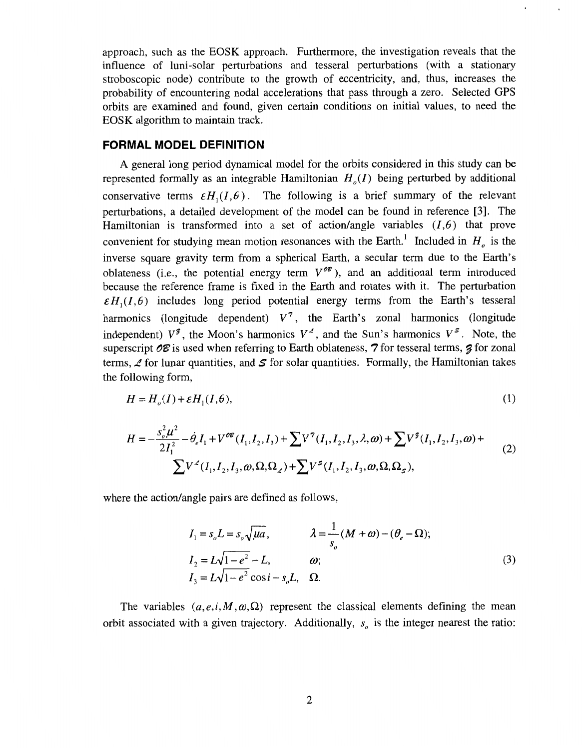approach, such as the EOSK approach. Furthermore, the investigation reveals that the influence of luni-solar perturbations and tesseral perturbations (with a stationary stroboscopic node) contribute to the growth of eccentricity, and, thus, increases the probability of encountering nodal accelerations that pass through a zero. Selected GPS orbits are examined and found, given certain conditions on initial values, to need the EOSK algorithm to maintain track.

## FORMAL MODEL DEFINITION

A general long period dynamical model for the orbits considered in this study can be represented formally as an integrable Hamiltonian $H_o(I)$ being perturbed by additional conservative terms $\varepsilon H_1(I,\theta)$. The following is a brief summary of the relevant perturbations, a detailed development of the model can be found in reference [3]. The Hamiltonian is transformed into a set of action/angle variables $(I,\theta)$ that prove convenient for studying mean motion resonances with the Earth.[1] Included in $H_o$ is the inverse square gravity term from a spherical Earth, a secular term due to the Earth's oblateness (i.e., the potential energy term $V^{\mathcal{OE}}$), and an additional term introduced because the reference frame is fixed in the Earth and rotates with it. The perturbation $\varepsilon H_1(I,\theta)$ includes long period potential energy terms from the Earth's tesseral harmonics (longitude dependent) $V^{\mathcal{T}}$, the Earth's zonal harmonics (longitude independent) $V^{\mathcal{Z}}$, the Moon's harmonics $V^{\mathcal{L}}$, and the Sun's harmonics $V^{\mathcal{S}}$. Note, the superscript $\mathcal{OE}$ is used when referring to Earth oblateness, $\mathcal{T}$ for tesseral terms, $\mathcal{Z}$ for zonal terms, $\mathcal{L}$ for lunar quantities, and $\mathcal{S}$ for solar quantities. Formally, the Hamiltonian takes the following form,

$$H = H_o(I) + \varepsilon H_1(I,\theta), \tag{1}$$

$$\begin{aligned} H = &-\frac{s_o^2\mu^2}{2I_1^2} - \dot{\theta}_e I_1 + V^{\mathcal{OE}}(I_1,I_2,I_3) + \sum V^{\mathcal{T}}(I_1,I_2,I_3,\lambda,\omega) + \sum V^{\mathcal{Z}}(I_1,I_2,I_3,\omega) + \\ &\sum V^{\mathcal{L}}(I_1,I_2,I_3,\omega,\Omega,\Omega_{\mathcal{L}}) + \sum V^{\mathcal{S}}(I_1,I_2,I_3,\omega,\Omega,\Omega_{\mathcal{S}}), \end{aligned} \tag{2}$$

where the action/angle pairs are defined as follows,

$$\begin{aligned} I_1 &= s_o L = s_o\sqrt{\mu a}, & \lambda &= \frac{1}{s_o}(M+\omega) - (\theta_e - \Omega); \\ I_2 &= L\sqrt{1-e^2} - L, & &\omega; \\ I_3 &= L\sqrt{1-e^2}\cos i - s_o L, & &\Omega. \end{aligned} \tag{3}$$

The variables $(a,e,i,M,\omega,\Omega)$ represent the classical elements defining the mean orbit associated with a given trajectory. Additionally, $s_o$ is the integer nearest the ratio: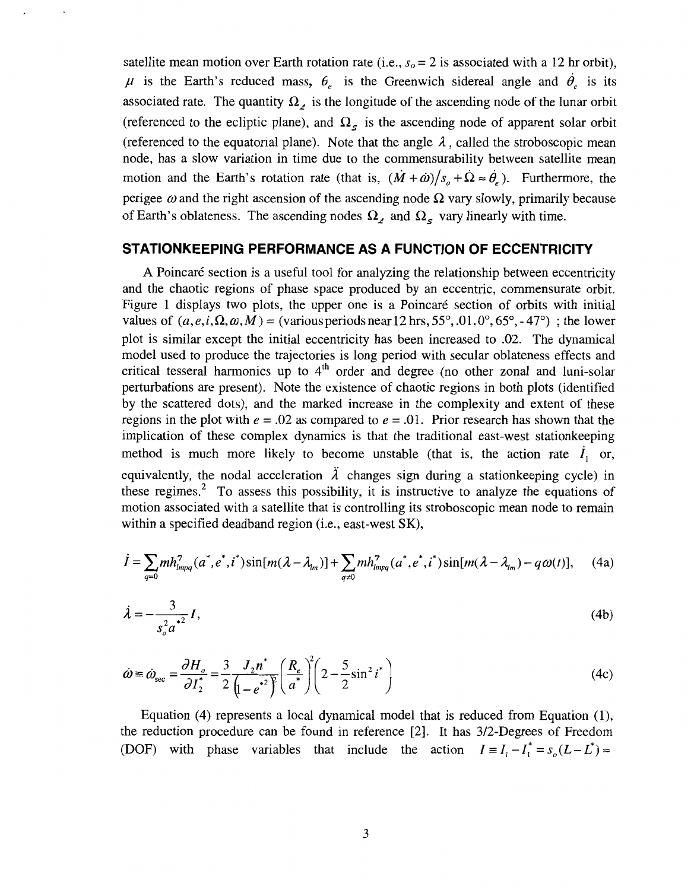satellite mean motion over Earth rotation rate (i.e., $s_o = 2$ is associated with a 12 hr orbit), $\mu$ is the Earth's reduced mass, $\theta_e$ is the Greenwich sidereal angle and $\dot{\theta}_e$ is its associated rate. The quantity $\Omega_{\mathcal{L}}$ is the longitude of the ascending node of the lunar orbit (referenced to the ecliptic plane), and $\Omega_S$ is the ascending node of apparent solar orbit (referenced to the equatorial plane). Note that the angle $\lambda$, called the stroboscopic mean node, has a slow variation in time due to the commensurability between satellite mean motion and the Earth's rotation rate (that is, $(\dot{M} + \dot{\omega})/s_o + \dot{\Omega} \approx \dot{\theta}_e$). Furthermore, the perigee $\omega$ and the right ascension of the ascending node $\Omega$ vary slowly, primarily because of Earth's oblateness. The ascending nodes $\Omega_{\mathcal{L}}$ and $\Omega_S$ vary linearly with time.

## STATIONKEEPING PERFORMANCE AS A FUNCTION OF ECCENTRICITY

A Poincaré section is a useful tool for analyzing the relationship between eccentricity and the chaotic regions of phase space produced by an eccentric, commensurate orbit. Figure 1 displays two plots, the upper one is a Poincaré section of orbits with initial values of $(a, e, i, \Omega, \omega, M) = (\text{various periods near 12 hrs}, 55°, .01, 0°, 65°, -47°)$ ; the lower plot is similar except the initial eccentricity has been increased to .02. The dynamical model used to produce the trajectories is long period with secular oblateness effects and critical tesseral harmonics up to 4th order and degree (no other zonal and luni-solar perturbations are present). Note the existence of chaotic regions in both plots (identified by the scattered dots), and the marked increase in the complexity and extent of these regions in the plot with $e = .02$ as compared to $e = .01$. Prior research has shown that the implication of these complex dynamics is that the traditional east-west stationkeeping method is much more likely to become unstable (that is, the action rate $\dot{I}_1$ or, equivalently, the nodal acceleration $\ddot{\lambda}$ changes sign during a stationkeeping cycle) in these regimes.[2] To assess this possibility, it is instructive to analyze the equations of motion associated with a satellite that is controlling its stroboscopic mean node to remain within a specified deadband region (i.e., east-west SK),

$$\dot{I} = \sum_{q=0} m h^7_{lmpq}(a^*, e^*, i^*) \sin[m(\lambda - \lambda_{lm})] + \sum_{q \neq 0} m h^7_{lmpq}(a^*, e^*, i^*) \sin[m(\lambda - \lambda_{lm}) - q\omega(t)], \tag{4a}$$

$$\dot{\lambda} = -\frac{3}{s_o^2 a^{*2}} I, \tag{4b}$$

$$\dot{\omega} \equiv \dot{\omega}_{\sec} = \frac{\partial H_o}{\partial I_2^*} = \frac{3}{2} \frac{J_2 n^*}{\left(1 - e^{*2}\right)^2} \left(\frac{R_e}{a^*}\right)^2 \left(2 - \frac{5}{2}\sin^2 i^*\right) \tag{4c}$$

Equation (4) represents a local dynamical model that is reduced from Equation (1), the reduction procedure can be found in reference [2]. It has 3/2-Degrees of Freedom (DOF) with phase variables that include the action $I \equiv I_1 - I_1^* = s_o(L - L^*) \approx$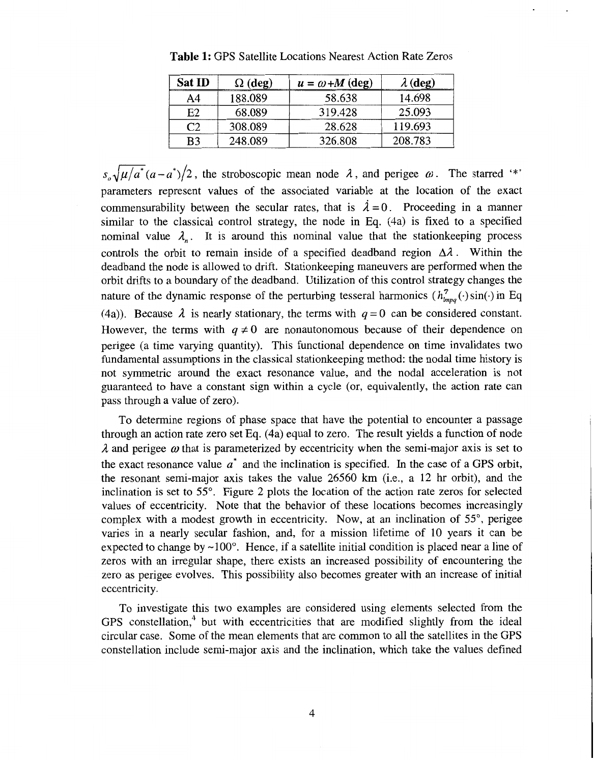**Table 1:** GPS Satellite Locations Nearest Action Rate Zeros

| Sat ID | $\Omega$ (deg) | $u = \omega + M$ (deg) | $\lambda$ (deg) |
|---|---|---|---|
| A4 | 188.089 | 58.638 | 14.698 |
| E2 | 68.089 | 319.428 | 25.093 |
| C2 | 308.089 | 28.628 | 119.693 |
| B3 | 248.089 | 326.808 | 208.783 |

$s_o\sqrt{\mu/a^*}(a-a^*)/2$, the stroboscopic mean node $\lambda$, and perigee $\omega$. The starred '*' parameters represent values of the associated variable at the location of the exact commensurability between the secular rates, that is $\dot{\lambda} = 0$. Proceeding in a manner similar to the classical control strategy, the node in Eq. (4a) is fixed to a specified nominal value $\lambda_n$. It is around this nominal value that the stationkeeping process controls the orbit to remain inside of a specified deadband region $\Delta\lambda$. Within the deadband the node is allowed to drift. Stationkeeping maneuvers are performed when the orbit drifts to a boundary of the deadband. Utilization of this control strategy changes the nature of the dynamic response of the perturbing tesseral harmonics ($h^7_{lmpq}(\cdot)\sin(\cdot)$ in Eq (4a)). Because $\lambda$ is nearly stationary, the terms with $q = 0$ can be considered constant. However, the terms with $q \neq 0$ are nonautonomous because of their dependence on perigee (a time varying quantity). This functional dependence on time invalidates two fundamental assumptions in the classical stationkeeping method: the nodal time history is not symmetric around the exact resonance value, and the nodal acceleration is not guaranteed to have a constant sign within a cycle (or, equivalently, the action rate can pass through a value of zero).

To determine regions of phase space that have the potential to encounter a passage through an action rate zero set Eq. (4a) equal to zero. The result yields a function of node $\lambda$ and perigee $\omega$ that is parameterized by eccentricity when the semi-major axis is set to the exact resonance value $a^*$ and the inclination is specified. In the case of a GPS orbit, the resonant semi-major axis takes the value 26560 km (i.e., a 12 hr orbit), and the inclination is set to 55°. Figure 2 plots the location of the action rate zeros for selected values of eccentricity. Note that the behavior of these locations becomes increasingly complex with a modest growth in eccentricity. Now, at an inclination of 55°, perigee varies in a nearly secular fashion, and, for a mission lifetime of 10 years it can be expected to change by ~100°. Hence, if a satellite initial condition is placed near a line of zeros with an irregular shape, there exists an increased possibility of encountering the zero as perigee evolves. This possibility also becomes greater with an increase of initial eccentricity.

To investigate this two examples are considered using elements selected from the GPS constellation,[4] but with eccentricities that are modified slightly from the ideal circular case. Some of the mean elements that are common to all the satellites in the GPS constellation include semi-major axis and the inclination, which take the values defined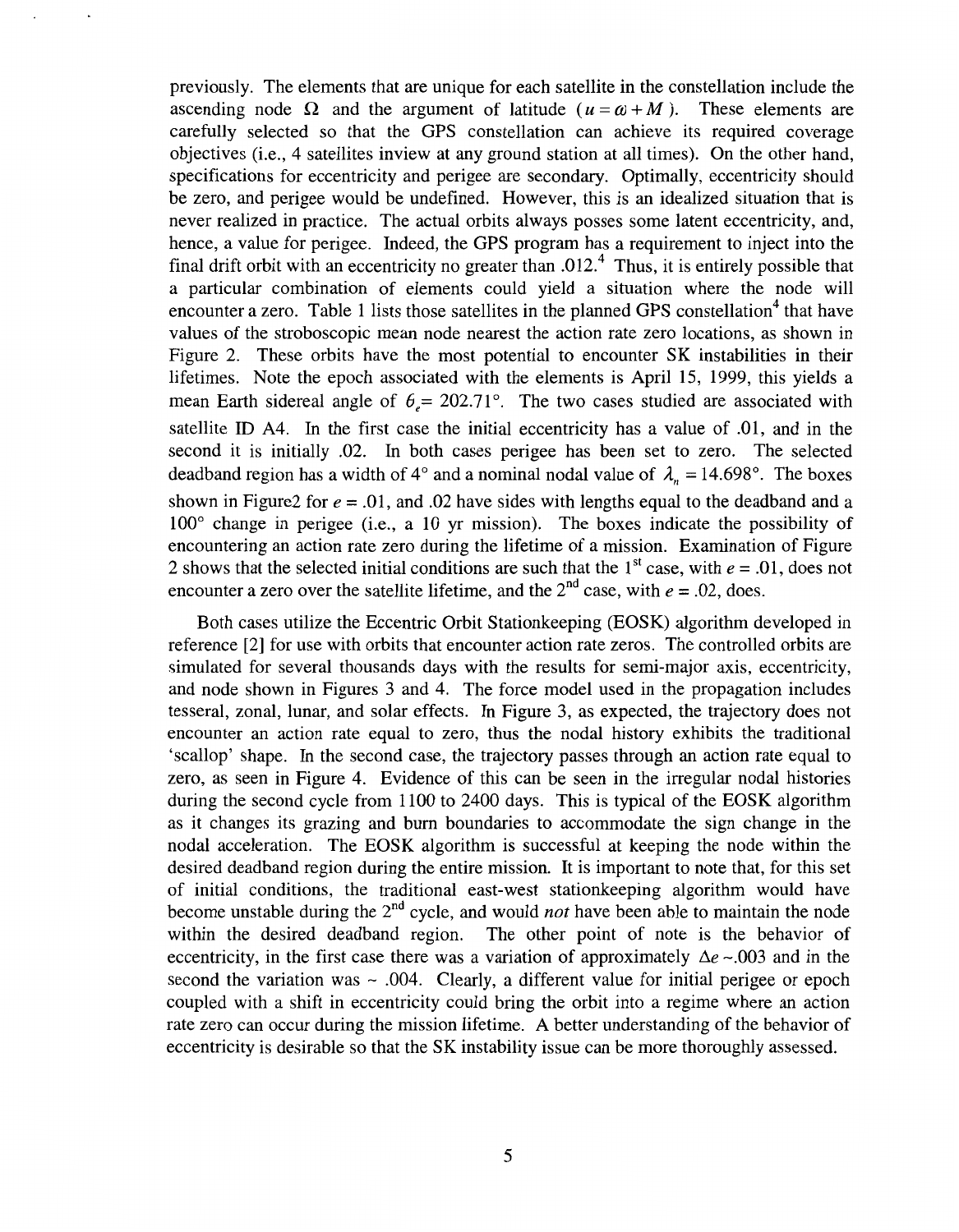previously. The elements that are unique for each satellite in the constellation include the ascending node $\Omega$ and the argument of latitude ($u = \omega + M$). These elements are carefully selected so that the GPS constellation can achieve its required coverage objectives (i.e., 4 satellites inview at any ground station at all times). On the other hand, specifications for eccentricity and perigee are secondary. Optimally, eccentricity should be zero, and perigee would be undefined. However, this is an idealized situation that is never realized in practice. The actual orbits always posses some latent eccentricity, and, hence, a value for perigee. Indeed, the GPS program has a requirement to inject into the final drift orbit with an eccentricity no greater than .012.[4] Thus, it is entirely possible that a particular combination of elements could yield a situation where the node will encounter a zero. Table 1 lists those satellites in the planned GPS constellation[4] that have values of the stroboscopic mean node nearest the action rate zero locations, as shown in Figure 2. These orbits have the most potential to encounter SK instabilities in their lifetimes. Note the epoch associated with the elements is April 15, 1999, this yields a mean Earth sidereal angle of $\theta_e = 202.71°$. The two cases studied are associated with satellite ID A4. In the first case the initial eccentricity has a value of .01, and in the second it is initially .02. In both cases perigee has been set to zero. The selected deadband region has a width of 4° and a nominal nodal value of $\lambda_n = 14.698°$. The boxes shown in Figure2 for $e = .01$, and .02 have sides with lengths equal to the deadband and a 100° change in perigee (i.e., a 10 yr mission). The boxes indicate the possibility of encountering an action rate zero during the lifetime of a mission. Examination of Figure 2 shows that the selected initial conditions are such that the 1st case, with $e = .01$, does not encounter a zero over the satellite lifetime, and the 2nd case, with $e = .02$, does.

Both cases utilize the Eccentric Orbit Stationkeeping (EOSK) algorithm developed in reference [2] for use with orbits that encounter action rate zeros. The controlled orbits are simulated for several thousands days with the results for semi-major axis, eccentricity, and node shown in Figures 3 and 4. The force model used in the propagation includes tesseral, zonal, lunar, and solar effects. In Figure 3, as expected, the trajectory does not encounter an action rate equal to zero, thus the nodal history exhibits the traditional 'scallop' shape. In the second case, the trajectory passes through an action rate equal to zero, as seen in Figure 4. Evidence of this can be seen in the irregular nodal histories during the second cycle from 1100 to 2400 days. This is typical of the EOSK algorithm as it changes its grazing and burn boundaries to accommodate the sign change in the nodal acceleration. The EOSK algorithm is successful at keeping the node within the desired deadband region during the entire mission. It is important to note that, for this set of initial conditions, the traditional east-west stationkeeping algorithm would have become unstable during the 2nd cycle, and would *not* have been able to maintain the node within the desired deadband region. The other point of note is the behavior of eccentricity, in the first case there was a variation of approximately $\Delta e \sim .003$ and in the second the variation was ~ .004. Clearly, a different value for initial perigee or epoch coupled with a shift in eccentricity could bring the orbit into a regime where an action rate zero can occur during the mission lifetime. A better understanding of the behavior of eccentricity is desirable so that the SK instability issue can be more thoroughly assessed.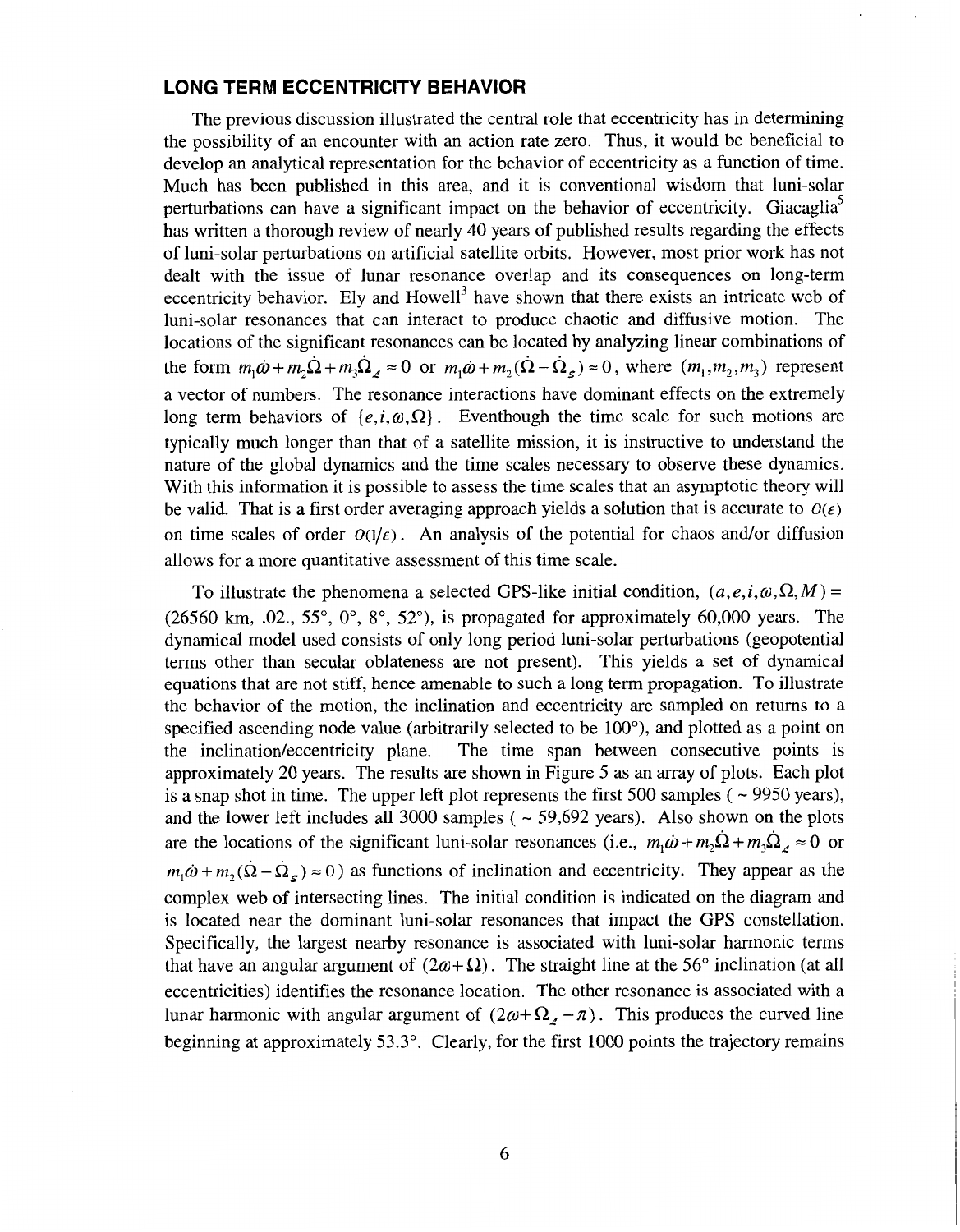## LONG TERM ECCENTRICITY BEHAVIOR

The previous discussion illustrated the central role that eccentricity has in determining the possibility of an encounter with an action rate zero. Thus, it would be beneficial to develop an analytical representation for the behavior of eccentricity as a function of time. Much has been published in this area, and it is conventional wisdom that luni-solar perturbations can have a significant impact on the behavior of eccentricity. Giacaglia[5] has written a thorough review of nearly 40 years of published results regarding the effects of luni-solar perturbations on artificial satellite orbits. However, most prior work has not dealt with the issue of lunar resonance overlap and its consequences on long-term eccentricity behavior. Ely and Howell[3] have shown that there exists an intricate web of luni-solar resonances that can interact to produce chaotic and diffusive motion. The locations of the significant resonances can be located by analyzing linear combinations of the form $m_1\dot{\omega} + m_2\dot{\Omega} + m_3\dot{\Omega}_{\mathbb{C}} \approx 0$ or $m_1\dot{\omega} + m_2(\dot{\Omega} - \dot{\Omega}_S) \approx 0$, where $(m_1, m_2, m_3)$ represent a vector of numbers. The resonance interactions have dominant effects on the extremely long term behaviors of $\{e, i, \omega, \Omega\}$. Eventhough the time scale for such motions are typically much longer than that of a satellite mission, it is instructive to understand the nature of the global dynamics and the time scales necessary to observe these dynamics. With this information it is possible to assess the time scales that an asymptotic theory will be valid. That is a first order averaging approach yields a solution that is accurate to $O(\varepsilon)$ on time scales of order $O(1/\varepsilon)$. An analysis of the potential for chaos and/or diffusion allows for a more quantitative assessment of this time scale.

To illustrate the phenomena a selected GPS-like initial condition, $(a, e, i, \omega, \Omega, M) =$ (26560 km, .02., 55°, 0°, 8°, 52°), is propagated for approximately 60,000 years. The dynamical model used consists of only long period luni-solar perturbations (geopotential terms other than secular oblateness are not present). This yields a set of dynamical equations that are not stiff, hence amenable to such a long term propagation. To illustrate the behavior of the motion, the inclination and eccentricity are sampled on returns to a specified ascending node value (arbitrarily selected to be 100°), and plotted as a point on the inclination/eccentricity plane. The time span between consecutive points is approximately 20 years. The results are shown in Figure 5 as an array of plots. Each plot is a snap shot in time. The upper left plot represents the first 500 samples ( ~ 9950 years), and the lower left includes all 3000 samples ( ~ 59,692 years). Also shown on the plots are the locations of the significant luni-solar resonances (i.e., $m_1\dot{\omega} + m_2\dot{\Omega} + m_3\dot{\Omega}_{\mathbb{C}} \approx 0$ or $m_1\dot{\omega} + m_2(\dot{\Omega} - \dot{\Omega}_S) \approx 0$) as functions of inclination and eccentricity. They appear as the complex web of intersecting lines. The initial condition is indicated on the diagram and is located near the dominant luni-solar resonances that impact the GPS constellation. Specifically, the largest nearby resonance is associated with luni-solar harmonic terms that have an angular argument of $(2\omega + \Omega)$. The straight line at the 56° inclination (at all eccentricities) identifies the resonance location. The other resonance is associated with a lunar harmonic with angular argument of $(2\omega + \Omega_{\mathbb{C}} - \pi)$. This produces the curved line beginning at approximately 53.3°. Clearly, for the first 1000 points the trajectory remains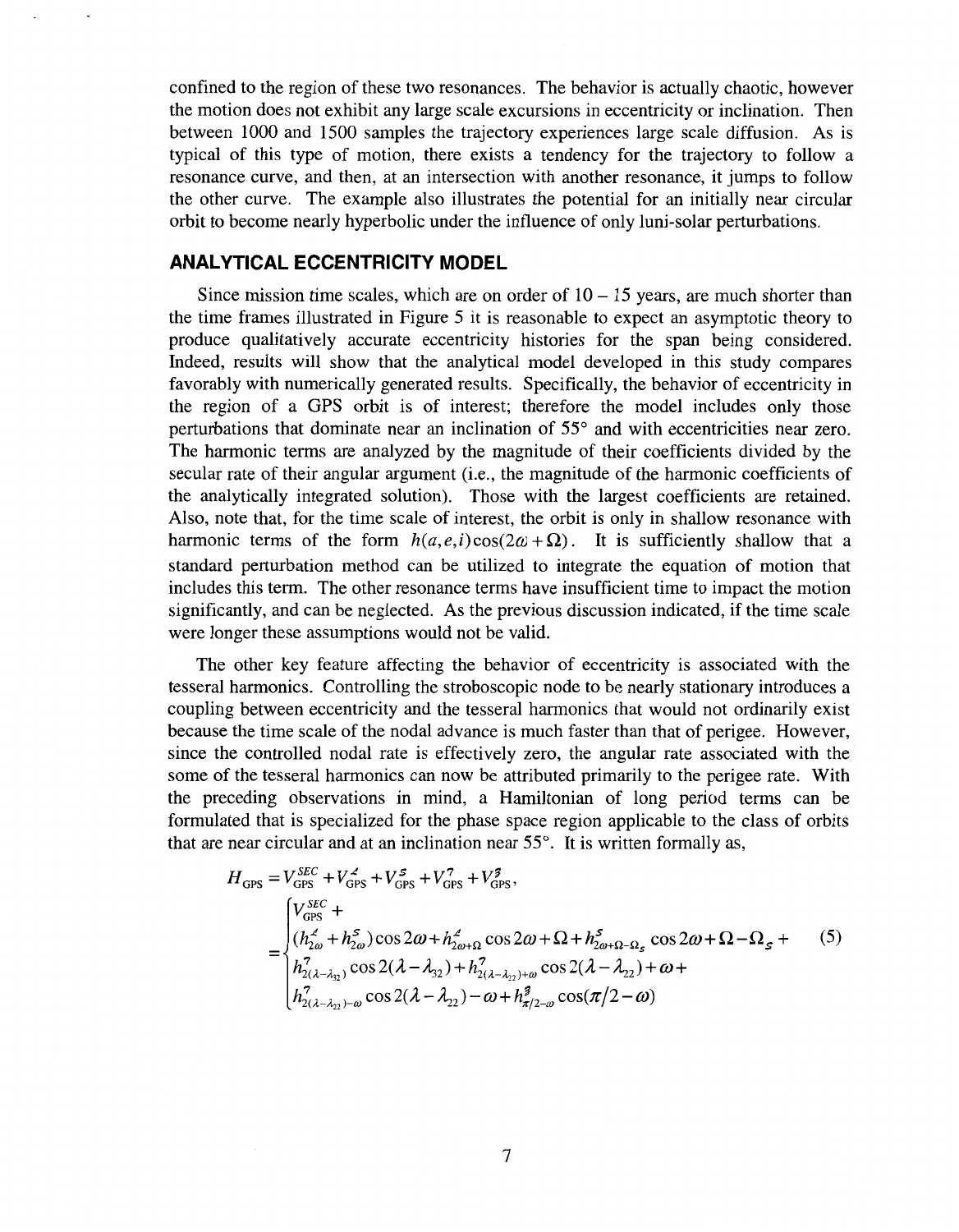confined to the region of these two resonances. The behavior is actually chaotic, however the motion does not exhibit any large scale excursions in eccentricity or inclination. Then between 1000 and 1500 samples the trajectory experiences large scale diffusion. As is typical of this type of motion, there exists a tendency for the trajectory to follow a resonance curve, and then, at an intersection with another resonance, it jumps to follow the other curve. The example also illustrates the potential for an initially near circular orbit to become nearly hyperbolic under the influence of only luni-solar perturbations.

## ANALYTICAL ECCENTRICITY MODEL

Since mission time scales, which are on order of 10 – 15 years, are much shorter than the time frames illustrated in Figure 5 it is reasonable to expect an asymptotic theory to produce qualitatively accurate eccentricity histories for the span being considered. Indeed, results will show that the analytical model developed in this study compares favorably with numerically generated results. Specifically, the behavior of eccentricity in the region of a GPS orbit is of interest; therefore the model includes only those perturbations that dominate near an inclination of 55° and with eccentricities near zero. The harmonic terms are analyzed by the magnitude of their coefficients divided by the secular rate of their angular argument (i.e., the magnitude of the harmonic coefficients of the analytically integrated solution). Those with the largest coefficients are retained. Also, note that, for the time scale of interest, the orbit is only in shallow resonance with harmonic terms of the form $h(a,e,i)\cos(2\omega+\Omega)$. It is sufficiently shallow that a standard perturbation method can be utilized to integrate the equation of motion that includes this term. The other resonance terms have insufficient time to impact the motion significantly, and can be neglected. As the previous discussion indicated, if the time scale were longer these assumptions would not be valid.

The other key feature affecting the behavior of eccentricity is associated with the tesseral harmonics. Controlling the stroboscopic node to be nearly stationary introduces a coupling between eccentricity and the tesseral harmonics that would not ordinarily exist because the time scale of the nodal advance is much faster than that of perigee. However, since the controlled nodal rate is effectively zero, the angular rate associated with the some of the tesseral harmonics can now be attributed primarily to the perigee rate. With the preceding observations in mind, a Hamiltonian of long period terms can be formulated that is specialized for the phase space region applicable to the class of orbits that are near circular and at an inclination near 55°. It is written formally as,

$$
H_{\text{GPS}} = V_{\text{GPS}}^{SEC} + V_{\text{GPS}}^{\mathcal{L}} + V_{\text{GPS}}^{S} + V_{\text{GPS}}^{7} + V_{\text{GPS}}^{\mathcal{J}},
$$

$$
= \begin{cases} V_{\text{GPS}}^{SEC} + \\ (h_{2\omega}^{\mathcal{L}} + h_{2\omega}^{S})\cos 2\omega + h_{2\omega+\Omega}^{\mathcal{L}}\cos 2\omega+\Omega + h_{2\omega+\Omega-\Omega_S}^{S}\cos 2\omega+\Omega-\Omega_S + \\ h_{2(\lambda-\lambda_{32})}^{7}\cos 2(\lambda-\lambda_{32}) + h_{2(\lambda-\lambda_{22})+\omega}^{7}\cos 2(\lambda-\lambda_{22})+\omega + \\ h_{2(\lambda-\lambda_{22})-\omega}^{7}\cos 2(\lambda-\lambda_{22})-\omega + h_{\pi/2-\omega}^{\mathcal{J}}\cos(\pi/2-\omega) \end{cases} \tag{5}
$$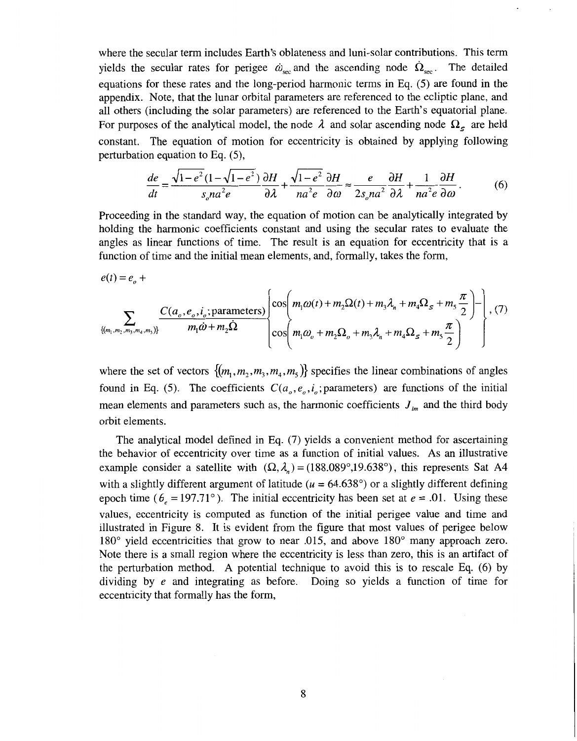where the secular term includes Earth's oblateness and luni-solar contributions. This term yields the secular rates for perigee $\dot{\omega}_{\sec}$ and the ascending node $\dot{\Omega}_{\sec}$. The detailed equations for these rates and the long-period harmonic terms in Eq. (5) are found in the appendix. Note, that the lunar orbital parameters are referenced to the ecliptic plane, and all others (including the solar parameters) are referenced to the Earth's equatorial plane. For purposes of the analytical model, the node $\lambda$ and solar ascending node $\Omega_S$ are held constant. The equation of motion for eccentricity is obtained by applying following perturbation equation to Eq. (5),

$$\frac{de}{dt} = \frac{\sqrt{1-e^2}(1-\sqrt{1-e^2})}{s_o n a^2 e}\frac{\partial H}{\partial \lambda} + \frac{\sqrt{1-e^2}}{na^2 e}\frac{\partial H}{\partial \omega} \approx \frac{e}{2 s_o n a^2}\frac{\partial H}{\partial \lambda} + \frac{1}{na^2 e}\frac{\partial H}{\partial \omega}. \tag{6}$$

Proceeding in the standard way, the equation of motion can be analytically integrated by holding the harmonic coefficients constant and using the secular rates to evaluate the angles as linear functions of time. The result is an equation for eccentricity that is a function of time and the initial mean elements, and, formally, takes the form,

$$e(t) = e_o + \sum_{\{(m_1,m_2,m_3,m_4,m_5)\}} \frac{C(a_o,e_o,i_o;\text{parameters})}{m_1\dot{\omega} + m_2\dot{\Omega}} \left\{ \begin{array}{l} \cos\left(m_1\omega(t) + m_2\Omega(t) + m_3\lambda_n + m_4\Omega_S + m_5\dfrac{\pi}{2}\right) - \\ \cos\left(m_1\omega_o + m_2\Omega_o + m_3\lambda_n + m_4\Omega_S + m_5\dfrac{\pi}{2}\right) \end{array} \right\}, \tag{7}$$

where the set of vectors $\{(m_1,m_2,m_3,m_4,m_5)\}$ specifies the linear combinations of angles found in Eq. (5). The coefficients $C(a_o,e_o,i_o;\text{parameters})$ are functions of the initial mean elements and parameters such as, the harmonic coefficients $J_{lm}$ and the third body orbit elements.

The analytical model defined in Eq. (7) yields a convenient method for ascertaining the behavior of eccentricity over time as a function of initial values. As an illustrative example consider a satellite with $(\Omega, \lambda_n) = (188.089°, 19.638°)$, this represents Sat A4 with a slightly different argument of latitude ($u$ = 64.638°) or a slightly different defining epoch time ($\theta_e = 197.71°$). The initial eccentricity has been set at $e$ = .01. Using these values, eccentricity is computed as function of the initial perigee value and time and illustrated in Figure 8. It is evident from the figure that most values of perigee below 180° yield eccentricities that grow to near .015, and above 180° many approach zero. Note there is a small region where the eccentricity is less than zero, this is an artifact of the perturbation method. A potential technique to avoid this is to rescale Eq. (6) by dividing by $e$ and integrating as before. Doing so yields a function of time for eccentricity that formally has the form,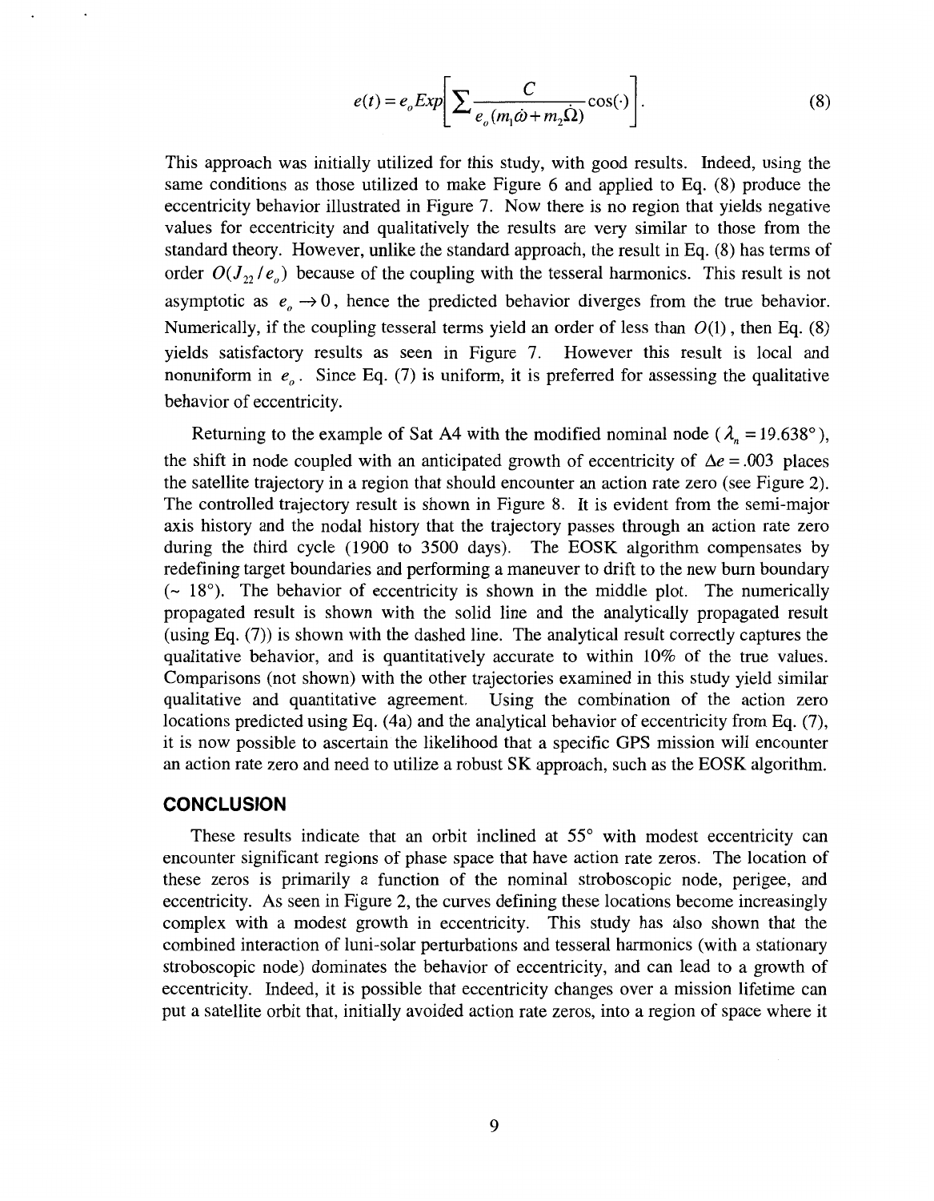$$e(t) = e_o Exp\left[\sum \frac{C}{e_o(m_1\dot{\omega} + m_2\dot{\Omega})}\cos(\cdot)\right]. \tag{8}$$

This approach was initially utilized for this study, with good results. Indeed, using the same conditions as those utilized to make Figure 6 and applied to Eq. (8) produce the eccentricity behavior illustrated in Figure 7. Now there is no region that yields negative values for eccentricity and qualitatively the results are very similar to those from the standard theory. However, unlike the standard approach, the result in Eq. (8) has terms of order $O(J_{22}/e_o)$ because of the coupling with the tesseral harmonics. This result is not asymptotic as $e_o \to 0$, hence the predicted behavior diverges from the true behavior. Numerically, if the coupling tesseral terms yield an order of less than $O(1)$, then Eq. (8) yields satisfactory results as seen in Figure 7. However this result is local and nonuniform in $e_o$. Since Eq. (7) is uniform, it is preferred for assessing the qualitative behavior of eccentricity.

Returning to the example of Sat A4 with the modified nominal node ($\lambda_n = 19.638°$), the shift in node coupled with an anticipated growth of eccentricity of $\Delta e = .003$ places the satellite trajectory in a region that should encounter an action rate zero (see Figure 2). The controlled trajectory result is shown in Figure 8. It is evident from the semi-major axis history and the nodal history that the trajectory passes through an action rate zero during the third cycle (1900 to 3500 days). The EOSK algorithm compensates by redefining target boundaries and performing a maneuver to drift to the new burn boundary (~ 18°). The behavior of eccentricity is shown in the middle plot. The numerically propagated result is shown with the solid line and the analytically propagated result (using Eq. (7)) is shown with the dashed line. The analytical result correctly captures the qualitative behavior, and is quantitatively accurate to within 10% of the true values. Comparisons (not shown) with the other trajectories examined in this study yield similar qualitative and quantitative agreement. Using the combination of the action zero locations predicted using Eq. (4a) and the analytical behavior of eccentricity from Eq. (7), it is now possible to ascertain the likelihood that a specific GPS mission will encounter an action rate zero and need to utilize a robust SK approach, such as the EOSK algorithm.

## CONCLUSION

These results indicate that an orbit inclined at 55° with modest eccentricity can encounter significant regions of phase space that have action rate zeros. The location of these zeros is primarily a function of the nominal stroboscopic node, perigee, and eccentricity. As seen in Figure 2, the curves defining these locations become increasingly complex with a modest growth in eccentricity. This study has also shown that the combined interaction of luni-solar perturbations and tesseral harmonics (with a stationary stroboscopic node) dominates the behavior of eccentricity, and can lead to a growth of eccentricity. Indeed, it is possible that eccentricity changes over a mission lifetime can put a satellite orbit that, initially avoided action rate zeros, into a region of space where it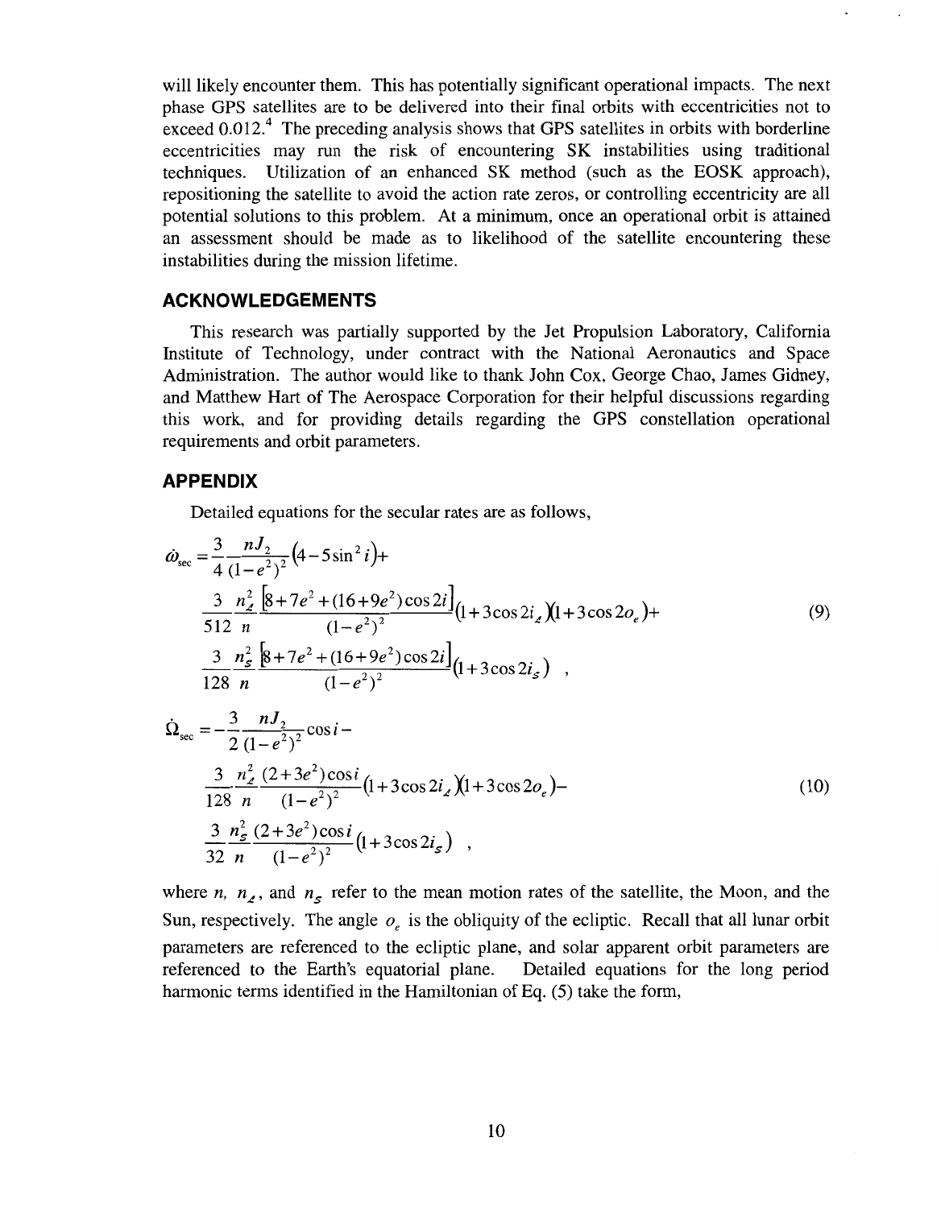will likely encounter them. This has potentially significant operational impacts. The next phase GPS satellites are to be delivered into their final orbits with eccentricities not to exceed 0.012.[4] The preceding analysis shows that GPS satellites in orbits with borderline eccentricities may run the risk of encountering SK instabilities using traditional techniques. Utilization of an enhanced SK method (such as the EOSK approach), repositioning the satellite to avoid the action rate zeros, or controlling eccentricity are all potential solutions to this problem. At a minimum, once an operational orbit is attained an assessment should be made as to likelihood of the satellite encountering these instabilities during the mission lifetime.

## ACKNOWLEDGEMENTS

This research was partially supported by the Jet Propulsion Laboratory, California Institute of Technology, under contract with the National Aeronautics and Space Administration. The author would like to thank John Cox, George Chao, James Gidney, and Matthew Hart of The Aerospace Corporation for their helpful discussions regarding this work, and for providing details regarding the GPS constellation operational requirements and orbit parameters.

## APPENDIX

Detailed equations for the secular rates are as follows,

$$
\begin{aligned}
\dot{\omega}_{\sec} = & \frac{3}{4}\frac{nJ_2}{(1-e^2)^2}\left(4-5\sin^2 i\right)+ \\
& \frac{3}{512}\frac{n_{\mathbb{C}}^2}{n}\frac{\left[8+7e^2+(16+9e^2)\cos 2i\right]}{(1-e^2)^2}\left(1+3\cos 2i_{\mathbb{C}}\right)\left(1+3\cos 2o_e\right)+ \\
& \frac{3}{128}\frac{n_S^2}{n}\frac{\left[8+7e^2+(16+9e^2)\cos 2i\right]}{(1-e^2)^2}\left(1+3\cos 2i_S\right) \quad ,
\end{aligned}
\tag{9}
$$

$$
\begin{aligned}
\dot{\Omega}_{\sec} = & -\frac{3}{2}\frac{nJ_2}{(1-e^2)^2}\cos i - \\
& \frac{3}{128}\frac{n_{\mathbb{C}}^2}{n}\frac{(2+3e^2)\cos i}{(1-e^2)^2}\left(1+3\cos 2i_{\mathbb{C}}\right)\left(1+3\cos 2o_e\right)- \\
& \frac{3}{32}\frac{n_S^2}{n}\frac{(2+3e^2)\cos i}{(1-e^2)^2}\left(1+3\cos 2i_S\right) \quad ,
\end{aligned}
\tag{10}
$$

where $n$, $n_{\mathbb{C}}$, and $n_S$ refer to the mean motion rates of the satellite, the Moon, and the Sun, respectively. The angle $o_e$ is the obliquity of the ecliptic. Recall that all lunar orbit parameters are referenced to the ecliptic plane, and solar apparent orbit parameters are referenced to the Earth's equatorial plane. Detailed equations for the long period harmonic terms identified in the Hamiltonian of Eq. (5) take the form,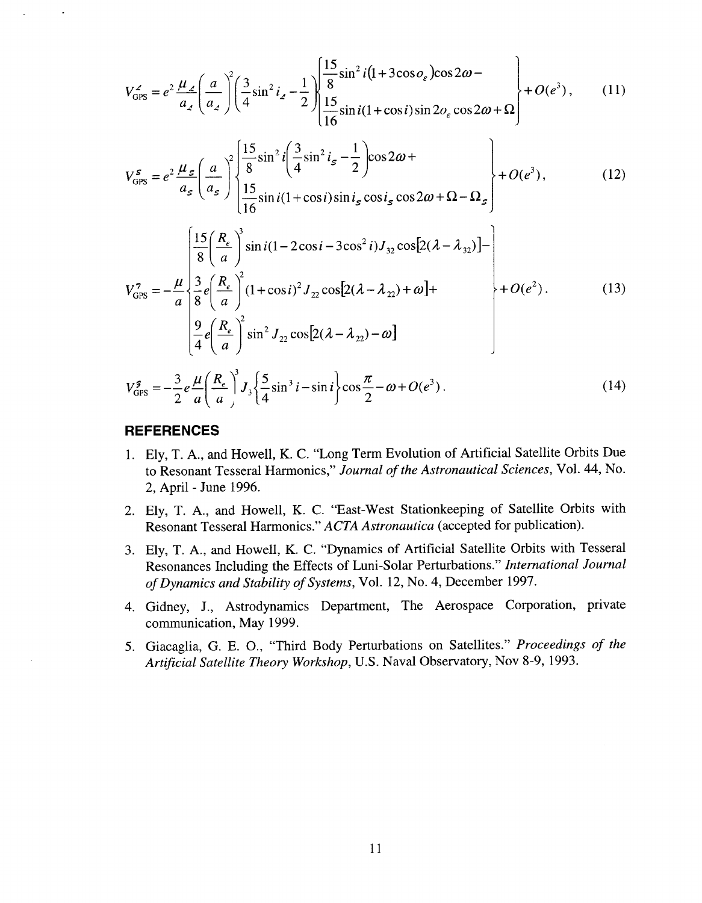$$V_{\text{GPS}}^{\leftmoon} = e^2 \frac{\mu_{\leftmoon}}{a_{\leftmoon}} \left( \frac{a}{a_{\leftmoon}} \right)^2 \left( \frac{3}{4}\sin^2 i_{\leftmoon} - \frac{1}{2} \right) \begin{Bmatrix} \frac{15}{8}\sin^2 i (1 + 3\cos o_\varepsilon)\cos 2\omega - \\ \frac{15}{16}\sin i (1+\cos i)\sin 2o_\varepsilon \cos 2\omega + \Omega \end{Bmatrix} + O(e^3), \quad (11)$$

$$V_{\text{GPS}}^{S} = e^2 \frac{\mu_S}{a_S} \left( \frac{a}{a_S} \right)^2 \begin{Bmatrix} \frac{15}{8}\sin^2 i \left( \frac{3}{4}\sin^2 i_S - \frac{1}{2} \right)\cos 2\omega + \\ \frac{15}{16}\sin i (1+\cos i)\sin i_S \cos i_S \cos 2\omega + \Omega - \Omega_S \end{Bmatrix} + O(e^3), \quad (12)$$

$$V_{\text{GPS}}^{7} = -\frac{\mu}{a} \begin{Bmatrix} \frac{15}{8}\left( \frac{R_e}{a} \right)^3 \sin i (1 - 2\cos i - 3\cos^2 i) J_{32} \cos[2(\lambda - \lambda_{32})] - \\ \frac{3}{8} e \left( \frac{R_e}{a} \right)^2 (1+\cos i)^2 J_{22} \cos[2(\lambda - \lambda_{22}) + \omega] + \\ \frac{9}{4} e \left( \frac{R_e}{a} \right)^2 \sin^2 J_{22} \cos[2(\lambda - \lambda_{22}) - \omega] \end{Bmatrix} + O(e^2). \quad (13)$$

$$V_{\text{GPS}}^{8} = -\frac{3}{2} e \frac{\mu}{a} \left( \frac{R_e}{a} \right)^3 J_3 \left\{ \frac{5}{4}\sin^3 i - \sin i \right\} \cos \frac{\pi}{2} - \omega + O(e^3). \quad (14)$$

## REFERENCES

1. Ely, T. A., and Howell, K. C. "Long Term Evolution of Artificial Satellite Orbits Due to Resonant Tesseral Harmonics," *Journal of the Astronautical Sciences*, Vol. 44, No. 2, April - June 1996.
2. Ely, T. A., and Howell, K. C. "East-West Stationkeeping of Satellite Orbits with Resonant Tesseral Harmonics." *ACTA Astronautica* (accepted for publication).
3. Ely, T. A., and Howell, K. C. "Dynamics of Artificial Satellite Orbits with Tesseral Resonances Including the Effects of Luni-Solar Perturbations." *International Journal of Dynamics and Stability of Systems*, Vol. 12, No. 4, December 1997.
4. Gidney, J., Astrodynamics Department, The Aerospace Corporation, private communication, May 1999.
5. Giacaglia, G. E. O., "Third Body Perturbations on Satellites." *Proceedings of the Artificial Satellite Theory Workshop*, U.S. Naval Observatory, Nov 8-9, 1993.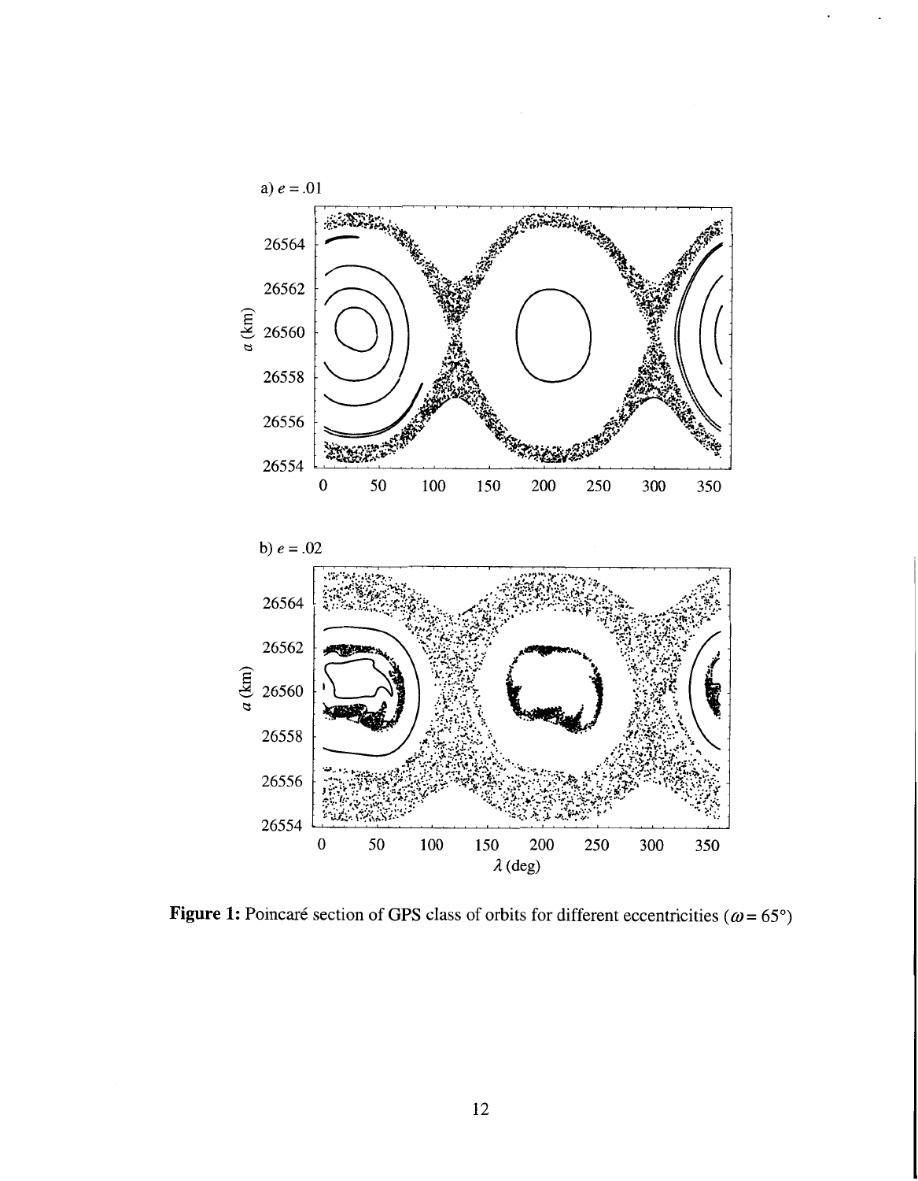a) $e = .01$

b) $e = .02$

**Figure 1:** Poincaré section of GPS class of orbits for different eccentricities ($\omega = 65°$)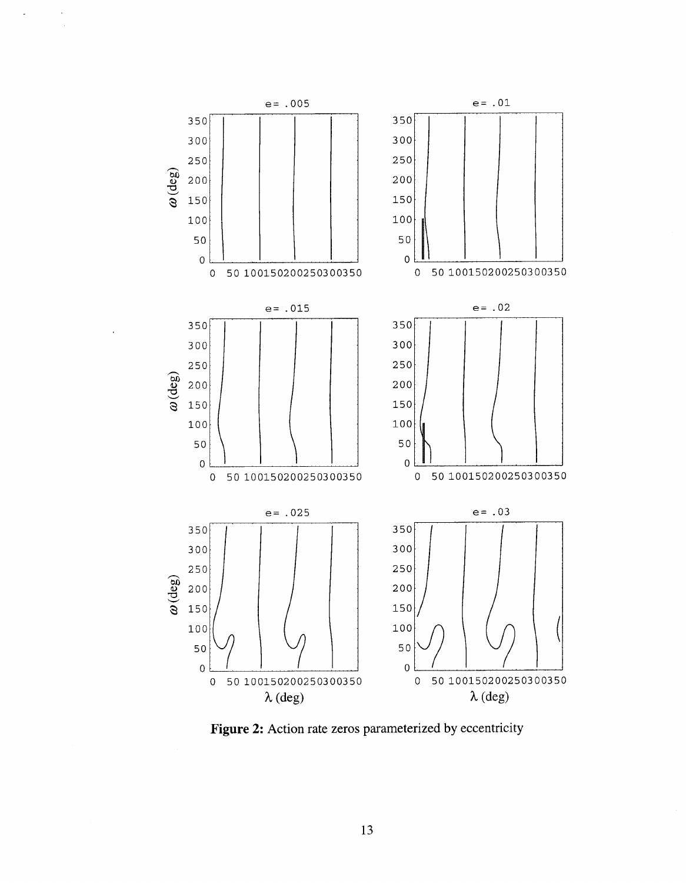**Figure 2:** Action rate zeros parameterized by eccentricity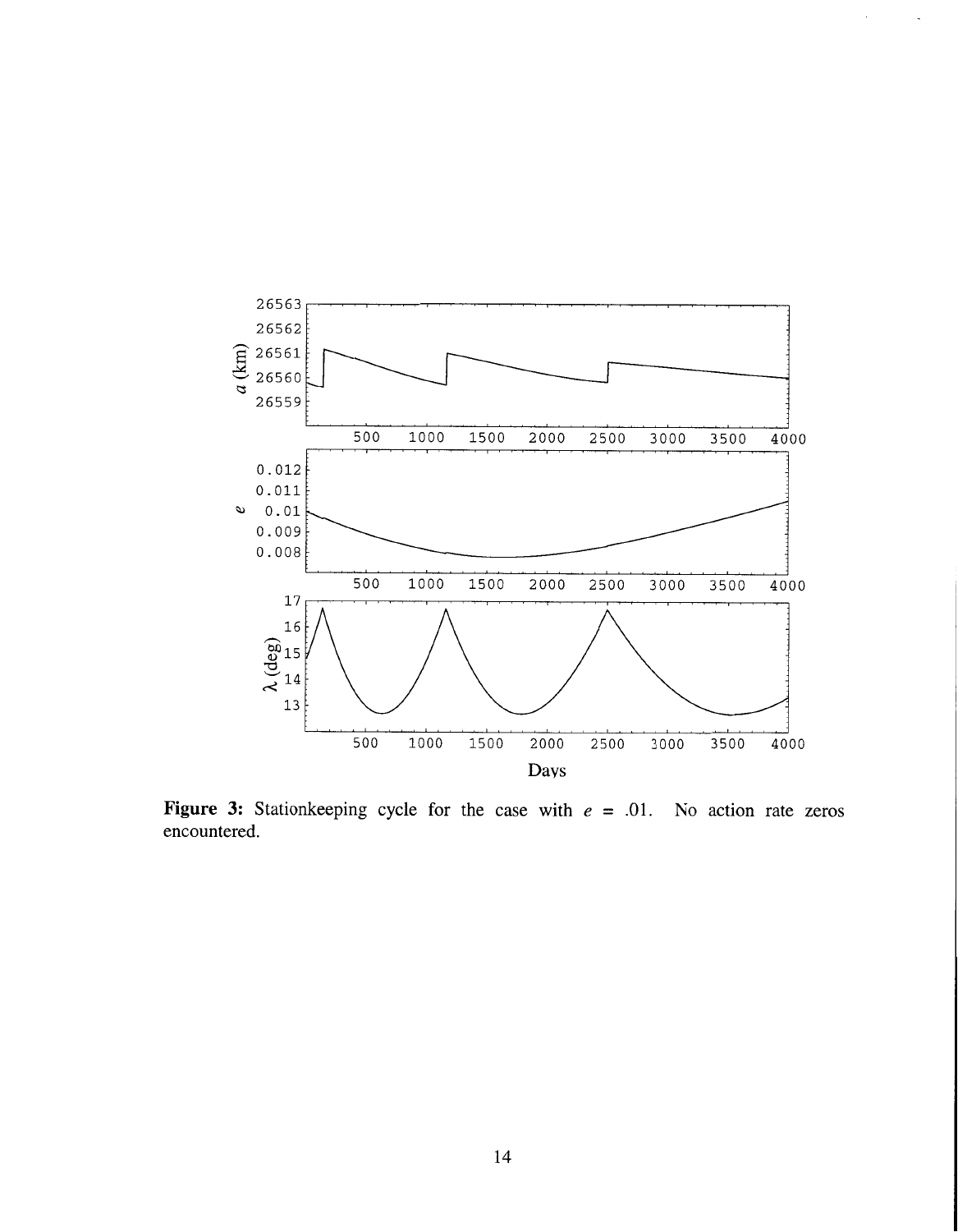Figure 3: Stationkeeping cycle for the case with $e = .01$. No action rate zeros encountered.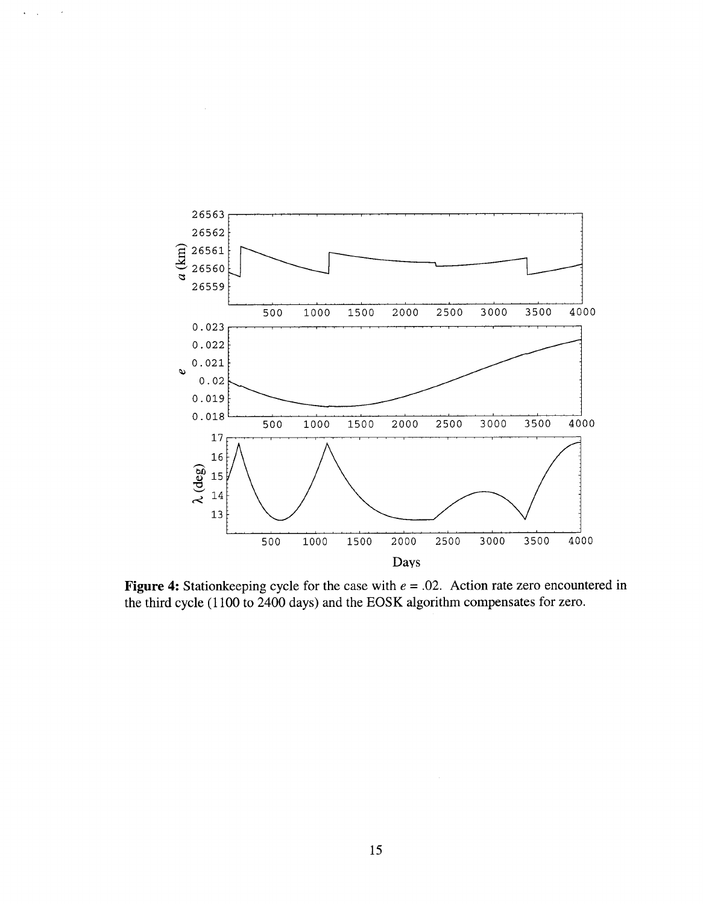**Figure 4:** Stationkeeping cycle for the case with $e = .02$. Action rate zero encountered in the third cycle (1100 to 2400 days) and the EOSK algorithm compensates for zero.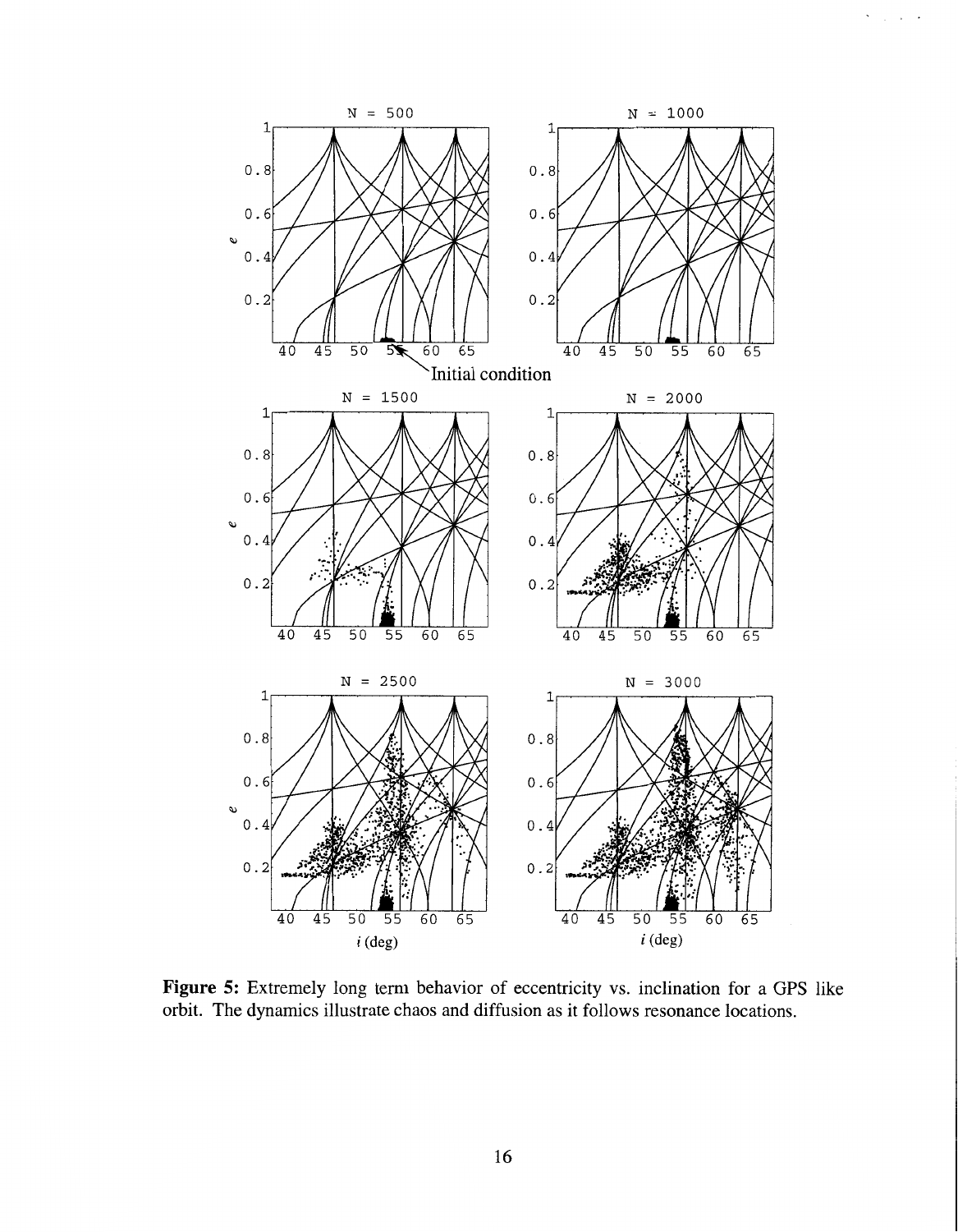**Figure 5:** Extremely long term behavior of eccentricity vs. inclination for a GPS like orbit. The dynamics illustrate chaos and diffusion as it follows resonance locations.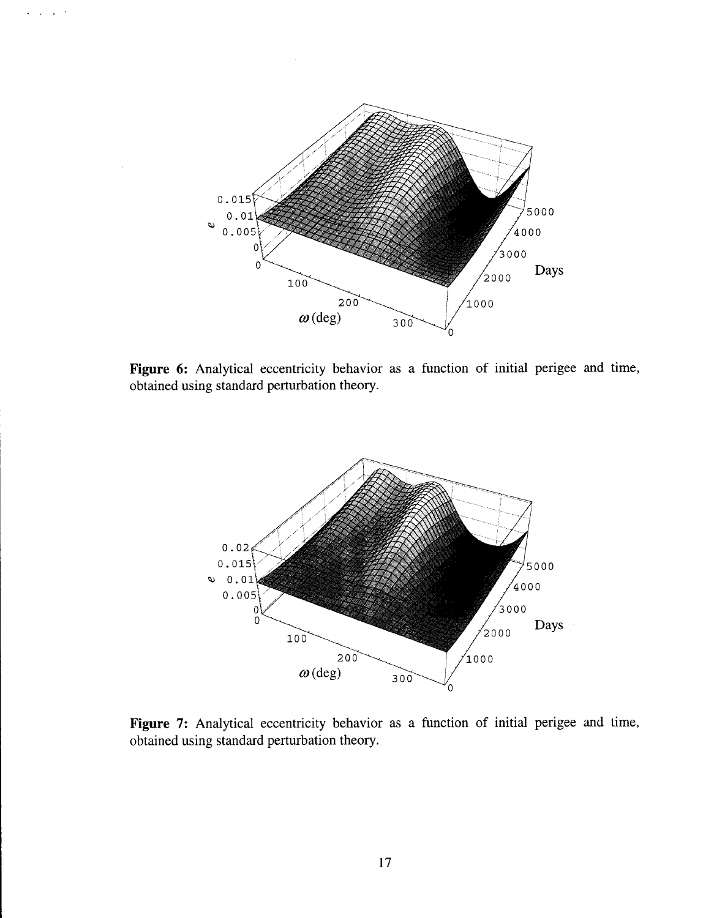**Figure 6:** Analytical eccentricity behavior as a function of initial perigee and time, obtained using standard perturbation theory.

**Figure 7:** Analytical eccentricity behavior as a function of initial perigee and time, obtained using standard perturbation theory.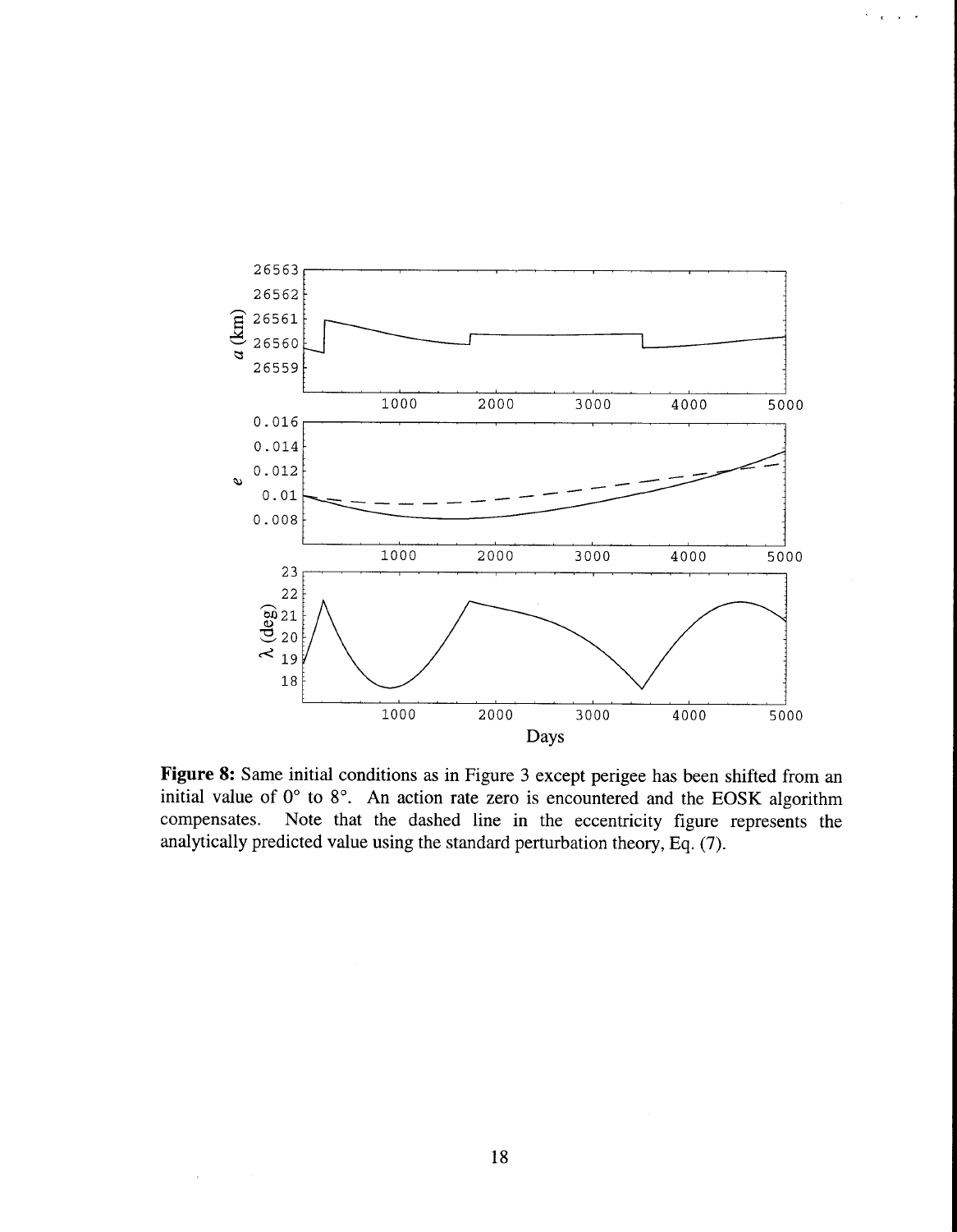26563
26562
$a$ (km) 26561
26560
26559

1000 2000 3000 4000 5000

0.016
0.014
$e$ 0.012
0.01
0.008

1000 2000 3000 4000 5000

23
22
$\lambda$ (deg) 21
20
19
18

1000 2000 3000 4000 5000

Days

**Figure 8:** Same initial conditions as in Figure 3 except perigee has been shifted from an initial value of 0° to 8°. An action rate zero is encountered and the EOSK algorithm compensates. Note that the dashed line in the eccentricity figure represents the analytically predicted value using the standard perturbation theory, Eq. (7).